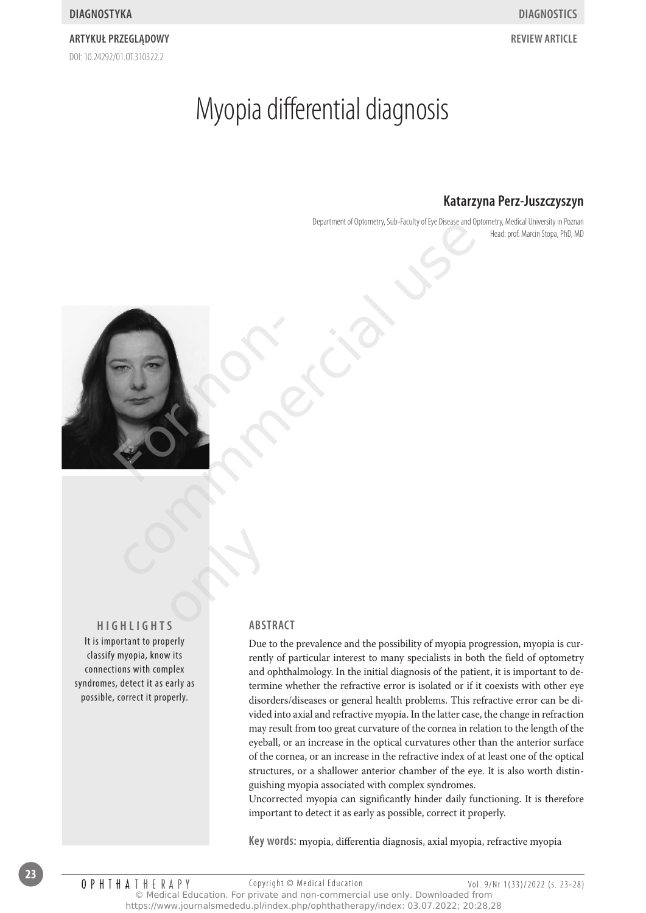DIAGNOSTYKA — DIAGNOSTICS

ARTYKUŁ PRZEGLĄDOWY — REVIEW ARTICLE

DOI: 10.24292/01.OT.310322.2

# Myopia differential diagnosis

**Katarzyna Perz-Juszczyszyn**

Department of Optometry, Sub-Faculty of Eye Disease and Optometry, Medical University in Poznan
Head: prof. Marcin Stopa, PhD, MD

## HIGHLIGHTS

It is important to properly classify myopia, know its connections with complex syndromes, detect it as early as possible, correct it properly.

## ABSTRACT

Due to the prevalence and the possibility of myopia progression, myopia is currently of particular interest to many specialists in both the field of optometry and ophthalmology. In the initial diagnosis of the patient, it is important to determine whether the refractive error is isolated or if it coexists with other eye disorders/diseases or general health problems. This refractive error can be divided into axial and refractive myopia. In the latter case, the change in refraction may result from too great curvature of the cornea in relation to the length of the eyeball, or an increase in the optical curvatures other than the anterior surface of the cornea, or an increase in the refractive index of at least one of the optical structures, or a shallower anterior chamber of the eye. It is also worth distinguishing myopia associated with complex syndromes.

Uncorrected myopia can significantly hinder daily functioning. It is therefore important to detect it as early as possible, correct it properly.

**Key words:** myopia, differentia diagnosis, axial myopia, refractive myopia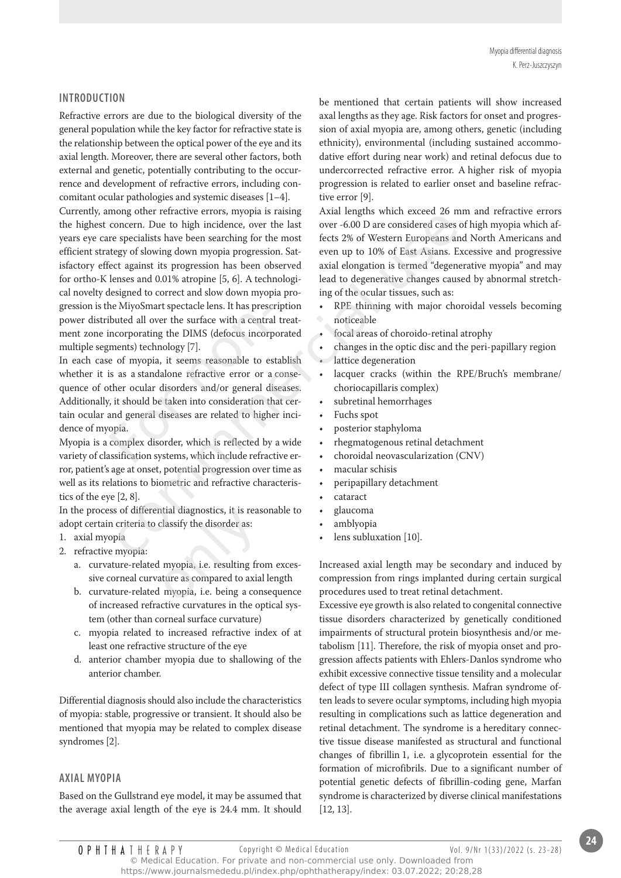## INTRODUCTION

Refractive errors are due to the biological diversity of the general population while the key factor for refractive state is the relationship between the optical power of the eye and its axial length. Moreover, there are several other factors, both external and genetic, potentially contributing to the occurrence and development of refractive errors, including concomitant ocular pathologies and systemic diseases [1–4].

Currently, among other refractive errors, myopia is raising the highest concern. Due to high incidence, over the last years eye care specialists have been searching for the most efficient strategy of slowing down myopia progression. Satisfactory effect against its progression has been observed for ortho-K lenses and 0.01% atropine [5, 6]. A technological novelty designed to correct and slow down myopia progression is the MiyoSmart spectacle lens. It has prescription power distributed all over the surface with a central treatment zone incorporating the DIMS (defocus incorporated multiple segments) technology [7].

In each case of myopia, it seems reasonable to establish whether it is as a standalone refractive error or a consequence of other ocular disorders and/or general diseases. Additionally, it should be taken into consideration that certain ocular and general diseases are related to higher incidence of myopia.

Myopia is a complex disorder, which is reflected by a wide variety of classification systems, which include refractive error, patient's age at onset, potential progression over time as well as its relations to biometric and refractive characteristics of the eye [2, 8].

In the process of differential diagnostics, it is reasonable to adopt certain criteria to classify the disorder as:

1. axial myopia
2. refractive myopia:
   a. curvature-related myopia, i.e. resulting from excessive corneal curvature as compared to axial length
   b. curvature-related myopia, i.e. being a consequence of increased refractive curvatures in the optical system (other than corneal surface curvature)
   c. myopia related to increased refractive index of at least one refractive structure of the eye
   d. anterior chamber myopia due to shallowing of the anterior chamber.

Differential diagnosis should also include the characteristics of myopia: stable, progressive or transient. It should also be mentioned that myopia may be related to complex disease syndromes [2].

## AXIAL MYOPIA

Based on the Gullstrand eye model, it may be assumed that the average axial length of the eye is 24.4 mm. It should be mentioned that certain patients will show increased axial lengths as they age. Risk factors for onset and progression of axial myopia are, among others, genetic (including ethnicity), environmental (including sustained accommodative effort during near work) and retinal defocus due to undercorrected refractive error. A higher risk of myopia progression is related to earlier onset and baseline refractive error [9].

Axial lengths which exceed 26 mm and refractive errors over -6.00 D are considered cases of high myopia which affects 2% of Western Europeans and North Americans and even up to 10% of East Asians. Excessive and progressive axial elongation is termed "degenerative myopia" and may lead to degenerative changes caused by abnormal stretching of the ocular tissues, such as:

- RPE thinning with major choroidal vessels becoming noticeable
- focal areas of choroido-retinal atrophy
- changes in the optic disc and the peri-papillary region
- lattice degeneration
- lacquer cracks (within the RPE/Bruch's membrane/choriocapillaris complex)
- subretinal hemorrhages
- Fuchs spot
- posterior staphyloma
- rhegmatogenous retinal detachment
- choroidal neovascularization (CNV)
- macular schisis
- peripapillary detachment
- cataract
- glaucoma
- amblyopia
- lens subluxation [10].

Increased axial length may be secondary and induced by compression from rings implanted during certain surgical procedures used to treat retinal detachment.

Excessive eye growth is also related to congenital connective tissue disorders characterized by genetically conditioned impairments of structural protein biosynthesis and/or metabolism [11]. Therefore, the risk of myopia onset and progression affects patients with Ehlers-Danlos syndrome who exhibit excessive connective tissue tensility and a molecular defect of type III collagen synthesis. Mafran syndrome often leads to severe ocular symptoms, including high myopia resulting in complications such as lattice degeneration and retinal detachment. The syndrome is a hereditary connective tissue disease manifested as structural and functional changes of fibrillin 1, i.e. a glycoprotein essential for the formation of microfibrils. Due to a significant number of potential genetic defects of fibrillin-coding gene, Marfan syndrome is characterized by diverse clinical manifestations [12, 13].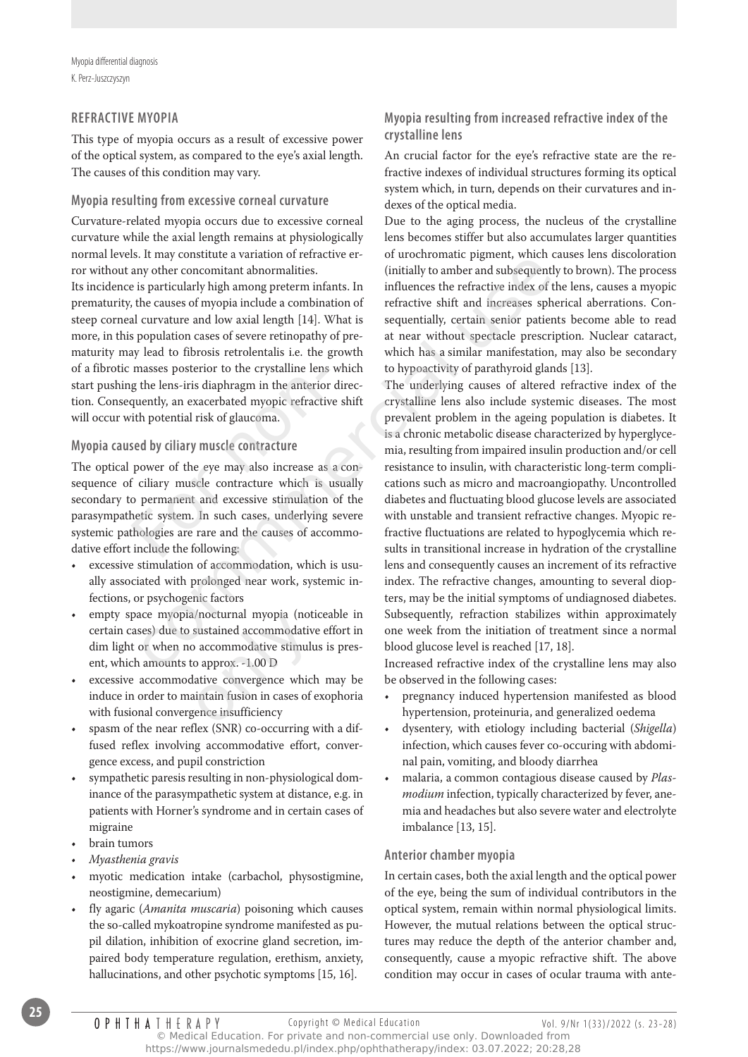## REFRACTIVE MYOPIA

This type of myopia occurs as a result of excessive power of the optical system, as compared to the eye's axial length. The causes of this condition may vary.

### Myopia resulting from excessive corneal curvature

Curvature-related myopia occurs due to excessive corneal curvature while the axial length remains at physiologically normal levels. It may constitute a variation of refractive error without any other concomitant abnormalities.

Its incidence is particularly high among preterm infants. In prematurity, the causes of myopia include a combination of steep corneal curvature and low axial length [14]. What is more, in this population cases of severe retinopathy of prematurity may lead to fibrosis retrolentalis i.e. the growth of a fibrotic masses posterior to the crystalline lens which start pushing the lens-iris diaphragm in the anterior direction. Consequently, an exacerbated myopic refractive shift will occur with potential risk of glaucoma.

### Myopia caused by ciliary muscle contracture

The optical power of the eye may also increase as a consequence of ciliary muscle contracture which is usually secondary to permanent and excessive stimulation of the parasympathetic system. In such cases, underlying severe systemic pathologies are rare and the causes of accommodative effort include the following:

- excessive stimulation of accommodation, which is usually associated with prolonged near work, systemic infections, or psychogenic factors
- empty space myopia/nocturnal myopia (noticeable in certain cases) due to sustained accommodative effort in dim light or when no accommodative stimulus is present, which amounts to approx. -1.00 D
- excessive accommodative convergence which may be induce in order to maintain fusion in cases of exophoria with fusional convergence insufficiency
- spasm of the near reflex (SNR) co-occurring with a diffused reflex involving accommodative effort, convergence excess, and pupil constriction
- sympathetic paresis resulting in non-physiological dominance of the parasympathetic system at distance, e.g. in patients with Horner's syndrome and in certain cases of migraine
- brain tumors
- *Myasthenia gravis*
- myotic medication intake (carbachol, physostigmine, neostigmine, demecarium)
- fly agaric (*Amanita muscaria*) poisoning which causes the so-called mykoatropine syndrome manifested as pupil dilation, inhibition of exocrine gland secretion, impaired body temperature regulation, erethism, anxiety, hallucinations, and other psychotic symptoms [15, 16].

### Myopia resulting from increased refractive index of the crystalline lens

An crucial factor for the eye's refractive state are the refractive indexes of individual structures forming its optical system which, in turn, depends on their curvatures and indexes of the optical media.

Due to the aging process, the nucleus of the crystalline lens becomes stiffer but also accumulates larger quantities of urochromatic pigment, which causes lens discoloration (initially to amber and subsequently to brown). The process influences the refractive index of the lens, causes a myopic refractive shift and increases spherical aberrations. Consequentially, certain senior patients become able to read at near without spectacle prescription. Nuclear cataract, which has a similar manifestation, may also be secondary to hypoactivity of parathyroid glands [13].

The underlying causes of altered refractive index of the crystalline lens also include systemic diseases. The most prevalent problem in the ageing population is diabetes. It is a chronic metabolic disease characterized by hyperglycemia, resulting from impaired insulin production and/or cell resistance to insulin, with characteristic long-term complications such as micro and macroangiopathy. Uncontrolled diabetes and fluctuating blood glucose levels are associated with unstable and transient refractive changes. Myopic refractive fluctuations are related to hypoglycemia which results in transitional increase in hydration of the crystalline lens and consequently causes an increment of its refractive index. The refractive changes, amounting to several diopters, may be the initial symptoms of undiagnosed diabetes. Subsequently, refraction stabilizes within approximately one week from the initiation of treatment since a normal blood glucose level is reached [17, 18].

Increased refractive index of the crystalline lens may also be observed in the following cases:

- pregnancy induced hypertension manifested as blood hypertension, proteinuria, and generalized oedema
- dysentery, with etiology including bacterial (*Shigella*) infection, which causes fever co-occuring with abdominal pain, vomiting, and bloody diarrhea
- malaria, a common contagious disease caused by *Plasmodium* infection, typically characterized by fever, anemia and headaches but also severe water and electrolyte imbalance [13, 15].

### Anterior chamber myopia

In certain cases, both the axial length and the optical power of the eye, being the sum of individual contributors in the optical system, remain within normal physiological limits. However, the mutual relations between the optical structures may reduce the depth of the anterior chamber and, consequently, cause a myopic refractive shift. The above condition may occur in cases of ocular trauma with ante-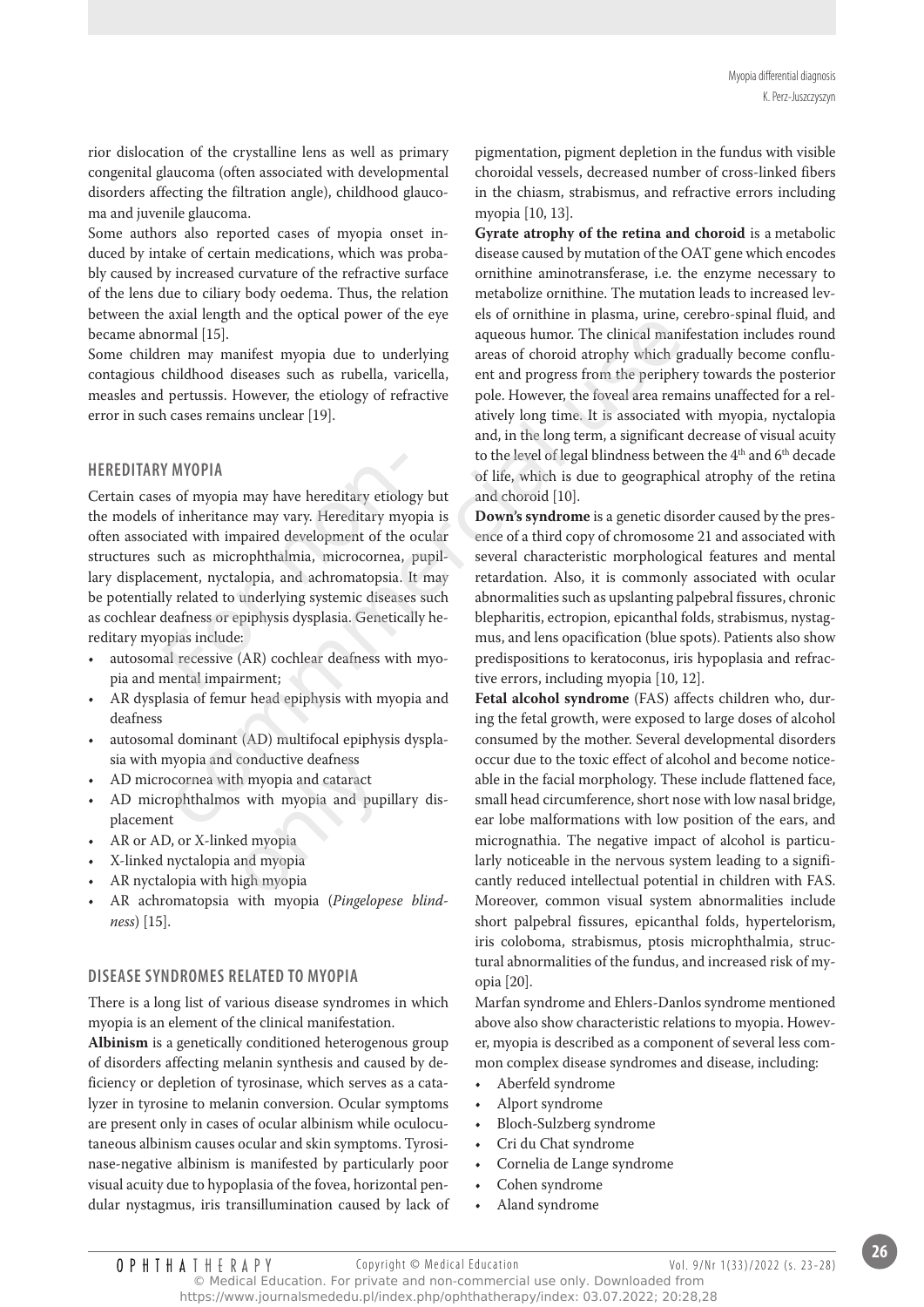rior dislocation of the crystalline lens as well as primary congenital glaucoma (often associated with developmental disorders affecting the filtration angle), childhood glaucoma and juvenile glaucoma.

Some authors also reported cases of myopia onset induced by intake of certain medications, which was probably caused by increased curvature of the refractive surface of the lens due to ciliary body oedema. Thus, the relation between the axial length and the optical power of the eye became abnormal [15].

Some children may manifest myopia due to underlying contagious childhood diseases such as rubella, varicella, measles and pertussis. However, the etiology of refractive error in such cases remains unclear [19].

## HEREDITARY MYOPIA

Certain cases of myopia may have hereditary etiology but the models of inheritance may vary. Hereditary myopia is often associated with impaired development of the ocular structures such as microphthalmia, microcornea, pupillary displacement, nyctalopia, and achromatopsia. It may be potentially related to underlying systemic diseases such as cochlear deafness or epiphysis dysplasia. Genetically hereditary myopias include:

- autosomal recessive (AR) cochlear deafness with myopia and mental impairment;
- AR dysplasia of femur head epiphysis with myopia and deafness
- autosomal dominant (AD) multifocal epiphysis dysplasia with myopia and conductive deafness
- AD microcornea with myopia and cataract
- AD microphthalmos with myopia and pupillary displacement
- AR or AD, or X-linked myopia
- X-linked nyctalopia and myopia
- AR nyctalopia with high myopia
- AR achromatopsia with myopia (*Pingelopese blindness*) [15].

## DISEASE SYNDROMES RELATED TO MYOPIA

There is a long list of various disease syndromes in which myopia is an element of the clinical manifestation.

**Albinism** is a genetically conditioned heterogenous group of disorders affecting melanin synthesis and caused by deficiency or depletion of tyrosinase, which serves as a catalyzer in tyrosine to melanin conversion. Ocular symptoms are present only in cases of ocular albinism while oculocutaneous albinism causes ocular and skin symptoms. Tyrosinase-negative albinism is manifested by particularly poor visual acuity due to hypoplasia of the fovea, horizontal pendular nystagmus, iris transillumination caused by lack of pigmentation, pigment depletion in the fundus with visible choroidal vessels, decreased number of cross-linked fibers in the chiasm, strabismus, and refractive errors including myopia [10, 13].

**Gyrate atrophy of the retina and choroid** is a metabolic disease caused by mutation of the OAT gene which encodes ornithine aminotransferase, i.e. the enzyme necessary to metabolize ornithine. The mutation leads to increased levels of ornithine in plasma, urine, cerebro-spinal fluid, and aqueous humor. The clinical manifestation includes round areas of choroid atrophy which gradually become confluent and progress from the periphery towards the posterior pole. However, the foveal area remains unaffected for a relatively long time. It is associated with myopia, nyctalopia and, in the long term, a significant decrease of visual acuity to the level of legal blindness between the 4th and 6th decade of life, which is due to geographical atrophy of the retina and choroid [10].

**Down's syndrome** is a genetic disorder caused by the presence of a third copy of chromosome 21 and associated with several characteristic morphological features and mental retardation. Also, it is commonly associated with ocular abnormalities such as upslanting palpebral fissures, chronic blepharitis, ectropion, epicanthal folds, strabismus, nystagmus, and lens opacification (blue spots). Patients also show predispositions to keratoconus, iris hypoplasia and refractive errors, including myopia [10, 12].

**Fetal alcohol syndrome** (FAS) affects children who, during the fetal growth, were exposed to large doses of alcohol consumed by the mother. Several developmental disorders occur due to the toxic effect of alcohol and become noticeable in the facial morphology. These include flattened face, small head circumference, short nose with low nasal bridge, ear lobe malformations with low position of the ears, and micrognathia. The negative impact of alcohol is particularly noticeable in the nervous system leading to a significantly reduced intellectual potential in children with FAS. Moreover, common visual system abnormalities include short palpebral fissures, epicanthal folds, hypertelorism, iris coloboma, strabismus, ptosis microphthalmia, structural abnormalities of the fundus, and increased risk of myopia [20].

Marfan syndrome and Ehlers-Danlos syndrome mentioned above also show characteristic relations to myopia. However, myopia is described as a component of several less common complex disease syndromes and disease, including:

- Aberfeld syndrome
- Alport syndrome
- Bloch-Sulzberg syndrome
- Cri du Chat syndrome
- Cornelia de Lange syndrome
- Cohen syndrome
- Aland syndrome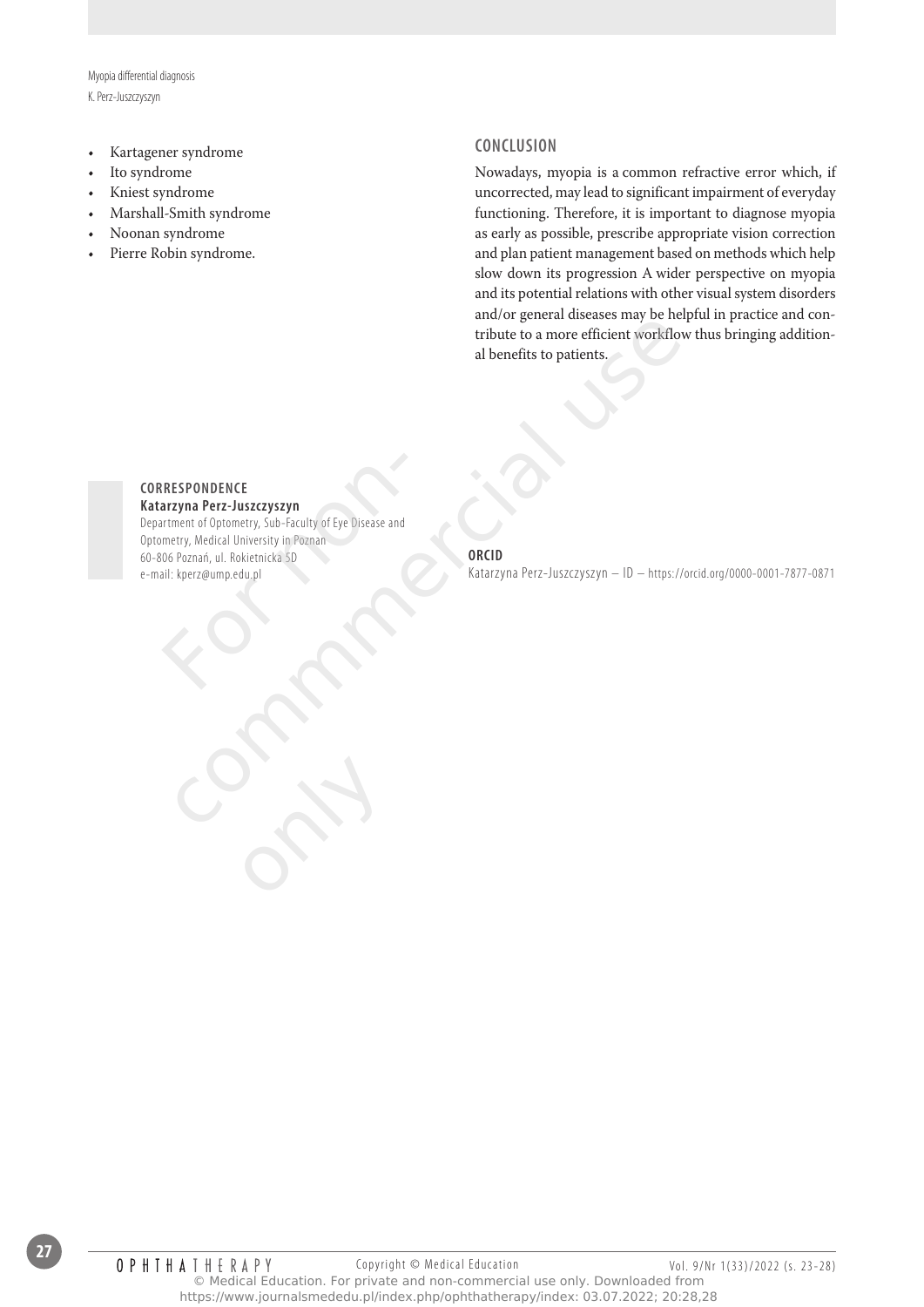- Kartagener syndrome
- Ito syndrome
- Kniest syndrome
- Marshall-Smith syndrome
- Noonan syndrome
- Pierre Robin syndrome.

## CONCLUSION

Nowadays, myopia is a common refractive error which, if uncorrected, may lead to significant impairment of everyday functioning. Therefore, it is important to diagnose myopia as early as possible, prescribe appropriate vision correction and plan patient management based on methods which help slow down its progression A wider perspective on myopia and its potential relations with other visual system disorders and/or general diseases may be helpful in practice and contribute to a more efficient workflow thus bringing additional benefits to patients.

**CORRESPONDENCE**
**Katarzyna Perz-Juszczyszyn**
Department of Optometry, Sub-Faculty of Eye Disease and Optometry, Medical University in Poznan
60-806 Poznań, ul. Rokietnicka 5D
e-mail: kperz@ump.edu.pl

**ORCID**
Katarzyna Perz-Juszczyszyn – ID – https://orcid.org/0000-0001-7877-0871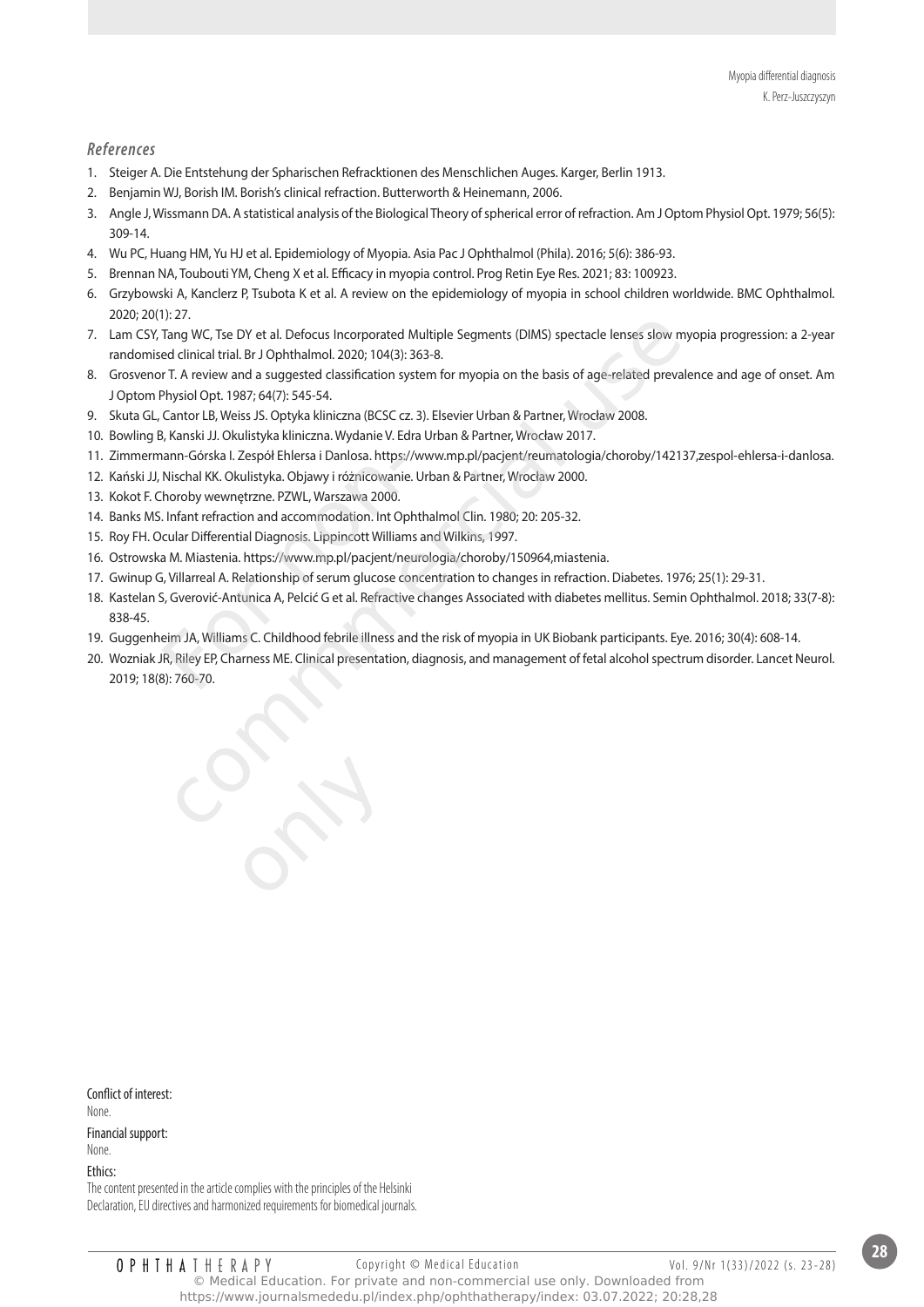### *References*

1. Steiger A. Die Entstehung der Spharischen Refracktionen des Menschlichen Auges. Karger, Berlin 1913.
2. Benjamin WJ, Borish IM. Borish's clinical refraction. Butterworth & Heinemann, 2006.
3. Angle J, Wissmann DA. A statistical analysis of the Biological Theory of spherical error of refraction. Am J Optom Physiol Opt. 1979; 56(5): 309-14.
4. Wu PC, Huang HM, Yu HJ et al. Epidemiology of Myopia. Asia Pac J Ophthalmol (Phila). 2016; 5(6): 386-93.
5. Brennan NA, Toubouti YM, Cheng X et al. Efficacy in myopia control. Prog Retin Eye Res. 2021; 83: 100923.
6. Grzybowski A, Kanclerz P, Tsubota K et al. A review on the epidemiology of myopia in school children worldwide. BMC Ophthalmol. 2020; 20(1): 27.
7. Lam CSY, Tang WC, Tse DY et al. Defocus Incorporated Multiple Segments (DIMS) spectacle lenses slow myopia progression: a 2-year randomised clinical trial. Br J Ophthalmol. 2020; 104(3): 363-8.
8. Grosvenor T. A review and a suggested classification system for myopia on the basis of age-related prevalence and age of onset. Am J Optom Physiol Opt. 1987; 64(7): 545-54.
9. Skuta GL, Cantor LB, Weiss JS. Optyka kliniczna (BCSC cz. 3). Elsevier Urban & Partner, Wrocław 2008.
10. Bowling B, Kanski JJ. Okulistyka kliniczna. Wydanie V. Edra Urban & Partner, Wrocław 2017.
11. Zimmermann-Górska I. Zespół Ehlersa i Danlosa. https://www.mp.pl/pacjent/reumatologia/choroby/142137,zespol-ehlersa-i-danlosa.
12. Kański JJ, Nischal KK. Okulistyka. Objawy i różnicowanie. Urban & Partner, Wrocław 2000.
13. Kokot F. Choroby wewnętrzne. PZWL, Warszawa 2000.
14. Banks MS. Infant refraction and accommodation. Int Ophthalmol Clin. 1980; 20: 205-32.
15. Roy FH. Ocular Differential Diagnosis. Lippincott Williams and Wilkins, 1997.
16. Ostrowska M. Miastenia. https://www.mp.pl/pacjent/neurologia/choroby/150964,miastenia.
17. Gwinup G, Villarreal A. Relationship of serum glucose concentration to changes in refraction. Diabetes. 1976; 25(1): 29-31.
18. Kastelan S, Gverović-Antunica A, Pelcić G et al. Refractive changes Associated with diabetes mellitus. Semin Ophthalmol. 2018; 33(7-8): 838-45.
19. Guggenheim JA, Williams C. Childhood febrile illness and the risk of myopia in UK Biobank participants. Eye. 2016; 30(4): 608-14.
20. Wozniak JR, Riley EP, Charness ME. Clinical presentation, diagnosis, and management of fetal alcohol spectrum disorder. Lancet Neurol. 2019; 18(8): 760-70.

Conflict of interest:
None.

Financial support:
None.

Ethics:
The content presented in the article complies with the principles of the Helsinki Declaration, EU directives and harmonized requirements for biomedical journals.